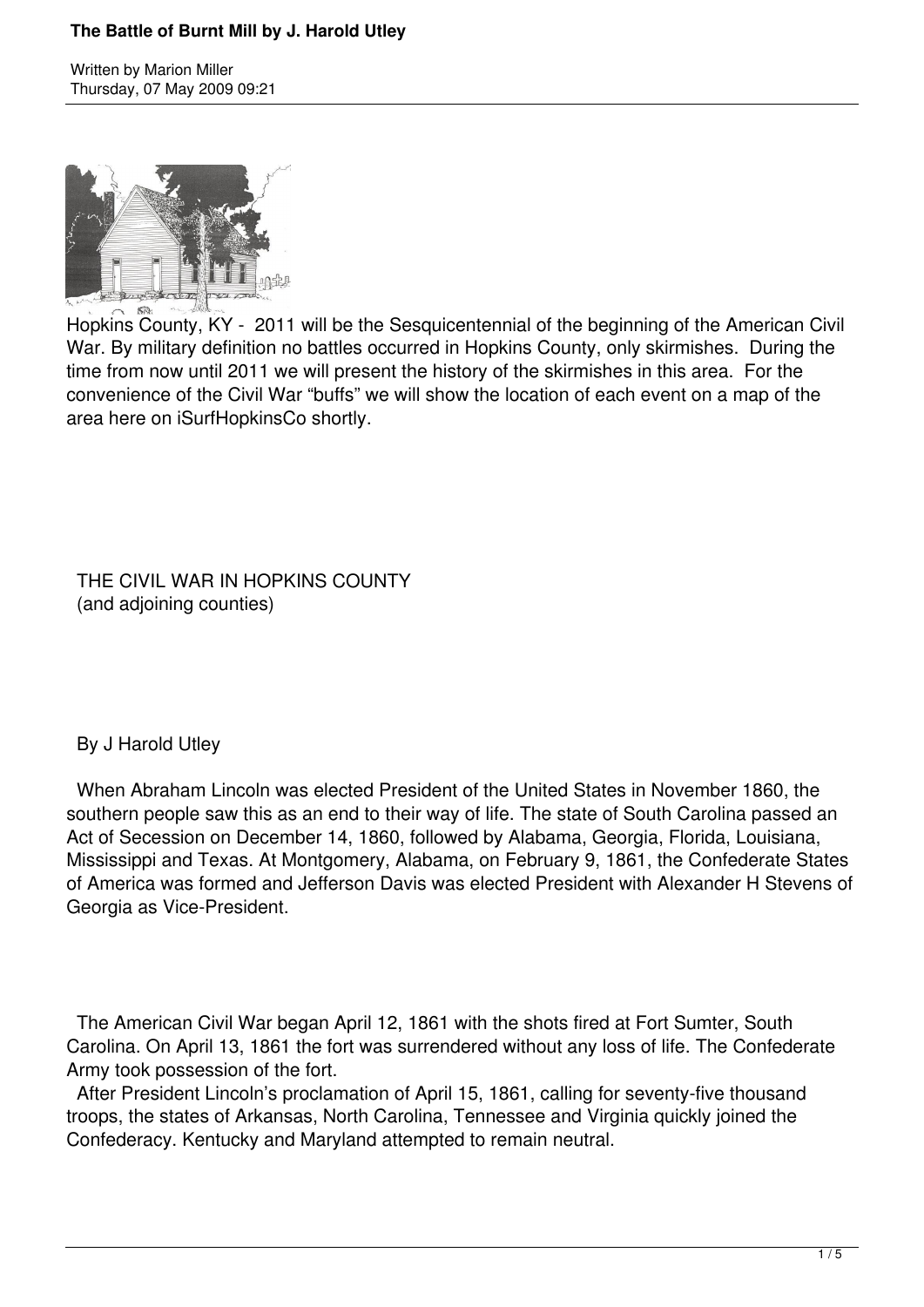# The Battle of Burnt Mill by J. Harold Utley

Written by Marion Miller
Thursday, 07 May 2009 09:21

Hopkins County, KY - 2011 will be the Sesquicentennial of the beginning of the American Civil War. By military definition no battles occurred in Hopkins County, only skirmishes. During the time from now until 2011 we will present the history of the skirmishes in this area. For the convenience of the Civil War "buffs" we will show the location of each event on a map of the area here on iSurfHopkinsCo shortly.

## THE CIVIL WAR IN HOPKINS COUNTY
(and adjoining counties)

By J Harold Utley

When Abraham Lincoln was elected President of the United States in November 1860, the southern people saw this as an end to their way of life. The state of South Carolina passed an Act of Secession on December 14, 1860, followed by Alabama, Georgia, Florida, Louisiana, Mississippi and Texas. At Montgomery, Alabama, on February 9, 1861, the Confederate States of America was formed and Jefferson Davis was elected President with Alexander H Stevens of Georgia as Vice-President.

The American Civil War began April 12, 1861 with the shots fired at Fort Sumter, South Carolina. On April 13, 1861 the fort was surrendered without any loss of life. The Confederate Army took possession of the fort.

After President Lincoln's proclamation of April 15, 1861, calling for seventy-five thousand troops, the states of Arkansas, North Carolina, Tennessee and Virginia quickly joined the Confederacy. Kentucky and Maryland attempted to remain neutral.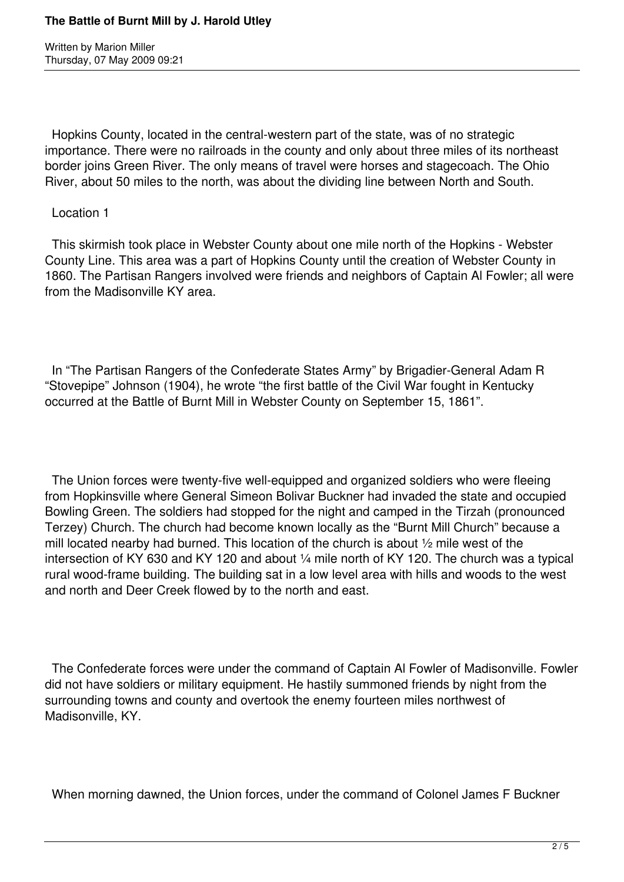Hopkins County, located in the central-western part of the state, was of no strategic importance. There were no railroads in the county and only about three miles of its northeast border joins Green River. The only means of travel were horses and stagecoach. The Ohio River, about 50 miles to the north, was about the dividing line between North and South.

Location 1

This skirmish took place in Webster County about one mile north of the Hopkins - Webster County Line. This area was a part of Hopkins County until the creation of Webster County in 1860. The Partisan Rangers involved were friends and neighbors of Captain Al Fowler; all were from the Madisonville KY area.

In "The Partisan Rangers of the Confederate States Army" by Brigadier-General Adam R "Stovepipe" Johnson (1904), he wrote "the first battle of the Civil War fought in Kentucky occurred at the Battle of Burnt Mill in Webster County on September 15, 1861".

The Union forces were twenty-five well-equipped and organized soldiers who were fleeing from Hopkinsville where General Simeon Bolivar Buckner had invaded the state and occupied Bowling Green. The soldiers had stopped for the night and camped in the Tirzah (pronounced Terzey) Church. The church had become known locally as the "Burnt Mill Church" because a mill located nearby had burned. This location of the church is about ½ mile west of the intersection of KY 630 and KY 120 and about ¼ mile north of KY 120. The church was a typical rural wood-frame building. The building sat in a low level area with hills and woods to the west and north and Deer Creek flowed by to the north and east.

The Confederate forces were under the command of Captain Al Fowler of Madisonville. Fowler did not have soldiers or military equipment. He hastily summoned friends by night from the surrounding towns and county and overtook the enemy fourteen miles northwest of Madisonville, KY.

When morning dawned, the Union forces, under the command of Colonel James F Buckner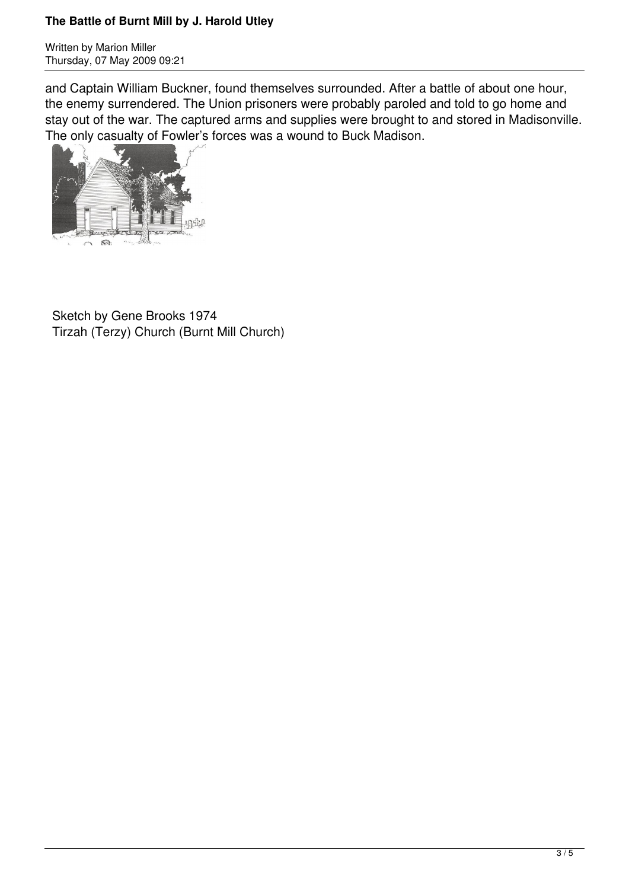and Captain William Buckner, found themselves surrounded. After a battle of about one hour, the enemy surrendered. The Union prisoners were probably paroled and told to go home and stay out of the war. The captured arms and supplies were brought to and stored in Madisonville. The only casualty of Fowler's forces was a wound to Buck Madison.

Sketch by Gene Brooks 1974
Tirzah (Terzy) Church (Burnt Mill Church)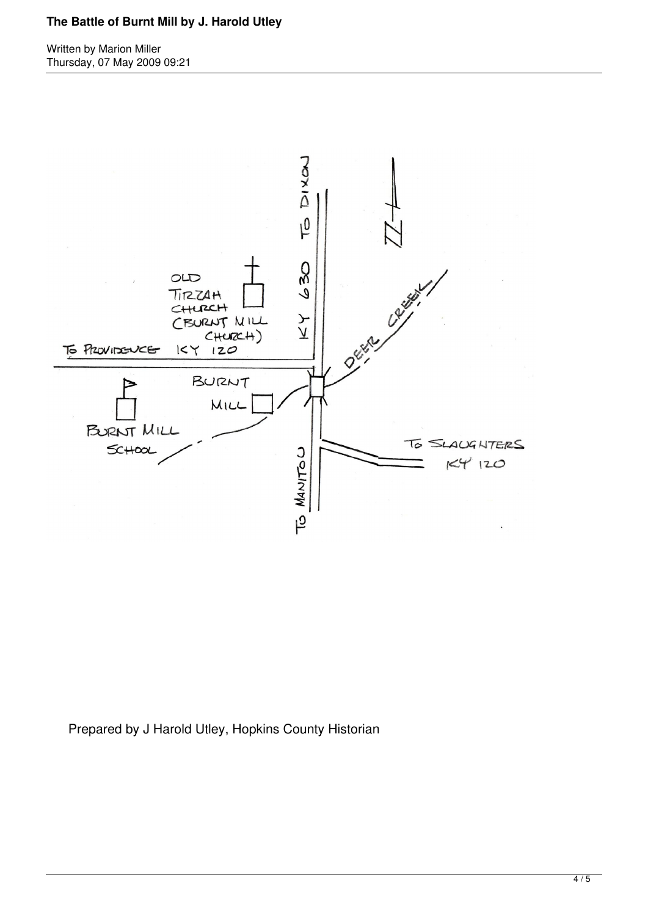TO DIXON

KY 630

OLD TIRZAH CHURCH (BURNT MILL CHURCH)

DEER CREEK

TO PROVIDENCE KY 120

BURNT MILL

BURNT MILL SCHOOL

TO SLAUGHTERS KY 120

TO MANITOU

Prepared by J Harold Utley, Hopkins County Historian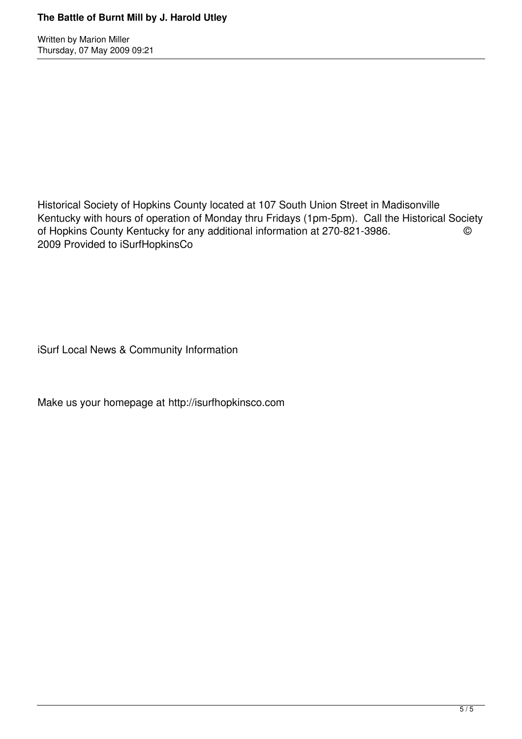Historical Society of Hopkins County located at 107 South Union Street in Madisonville Kentucky with hours of operation of Monday thru Fridays (1pm-5pm). Call the Historical Society of Hopkins County Kentucky for any additional information at 270-821-3986. © 2009 Provided to iSurfHopkinsCo

iSurf Local News & Community Information

Make us your homepage at http://isurfhopkinsco.com